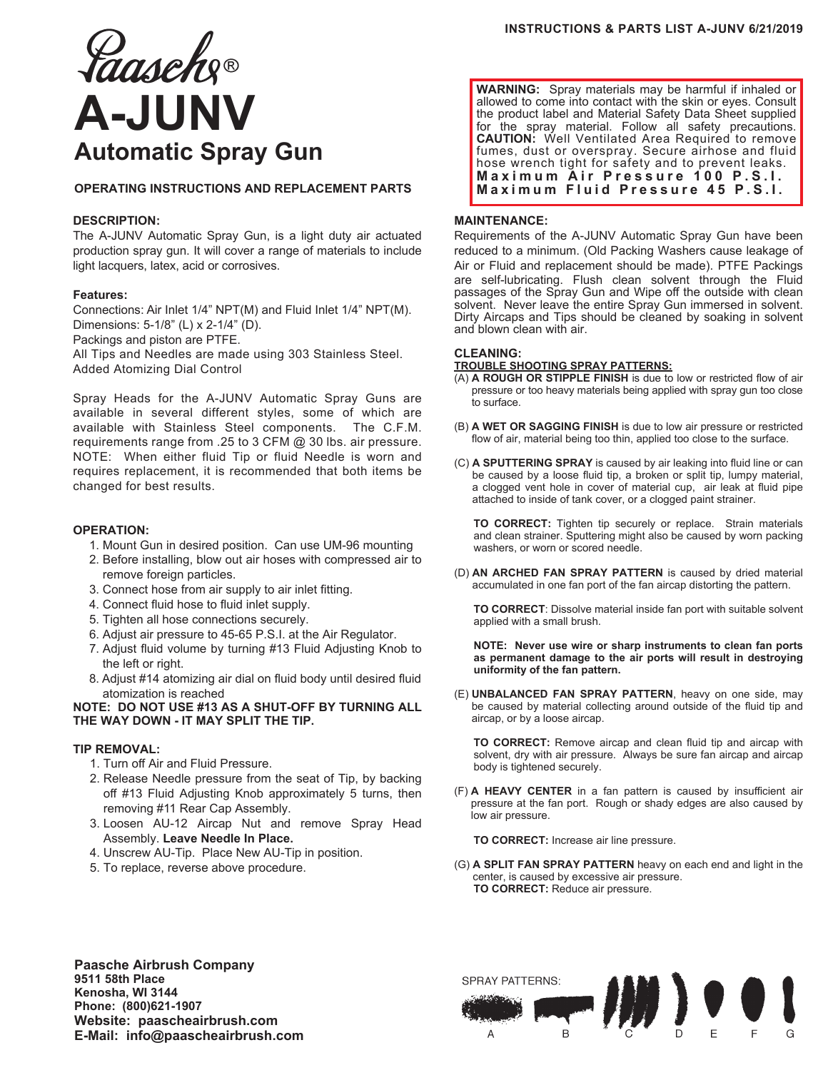INSTRUCTIONS & PARTS LIST A-JUNV 6/21/2019

# Paasche® A-JUNV
## Automatic Spray Gun

**OPERATING INSTRUCTIONS AND REPLACEMENT PARTS**

### DESCRIPTION:

The A-JUNV Automatic Spray Gun, is a light duty air actuated production spray gun. It will cover a range of materials to include light lacquers, latex, acid or corrosives.

**Features:**

Connections: Air Inlet 1/4" NPT(M) and Fluid Inlet 1/4" NPT(M).
Dimensions: 5-1/8" (L) x 2-1/4" (D).
Packings and piston are PTFE.
All Tips and Needles are made using 303 Stainless Steel.
Added Atomizing Dial Control

Spray Heads for the A-JUNV Automatic Spray Guns are available in several different styles, some of which are available with Stainless Steel components. The C.F.M. requirements range from .25 to 3 CFM @ 30 lbs. air pressure. NOTE: When either fluid Tip or fluid Needle is worn and requires replacement, it is recommended that both items be changed for best results.

### OPERATION:

1. Mount Gun in desired position. Can use UM-96 mounting
2. Before installing, blow out air hoses with compressed air to remove foreign particles.
3. Connect hose from air supply to air inlet fitting.
4. Connect fluid hose to fluid inlet supply.
5. Tighten all hose connections securely.
6. Adjust air pressure to 45-65 P.S.I. at the Air Regulator.
7. Adjust fluid volume by turning #13 Fluid Adjusting Knob to the left or right.
8. Adjust #14 atomizing air dial on fluid body until desired fluid atomization is reached

**NOTE: DO NOT USE #13 AS A SHUT-OFF BY TURNING ALL THE WAY DOWN - IT MAY SPLIT THE TIP.**

### TIP REMOVAL:

1. Turn off Air and Fluid Pressure.
2. Release Needle pressure from the seat of Tip, by backing off #13 Fluid Adjusting Knob approximately 5 turns, then removing #11 Rear Cap Assembly.
3. Loosen AU-12 Aircap Nut and remove Spray Head Assembly. **Leave Needle In Place.**
4. Unscrew AU-Tip. Place New AU-Tip in position.
5. To replace, reverse above procedure.

**WARNING:** Spray materials may be harmful if inhaled or allowed to come into contact with the skin or eyes. Consult the product label and Material Safety Data Sheet supplied for the spray material. Follow all safety precautions. **CAUTION:** Well Ventilated Area Required to remove fumes, dust or overspray. Secure airhose and fluid hose wrench tight for safety and to prevent leaks.
**Maximum Air Pressure 100 P.S.I.**
**Maximum Fluid Pressure 45 P.S.I.**

### MAINTENANCE:

Requirements of the A-JUNV Automatic Spray Gun have been reduced to a minimum. (Old Packing Washers cause leakage of Air or Fluid and replacement should be made). PTFE Packings are self-lubricating. Flush clean solvent through the Fluid passages of the Spray Gun and Wipe off the outside with clean solvent. Never leave the entire Spray Gun immersed in solvent. Dirty Aircaps and Tips should be cleaned by soaking in solvent and blown clean with air.

### CLEANING:

**TROUBLE SHOOTING SPRAY PATTERNS:**

(A) **A ROUGH OR STIPPLE FINISH** is due to low or restricted flow of air pressure or too heavy materials being applied with spray gun too close to surface.

(B) **A WET OR SAGGING FINISH** is due to low air pressure or restricted flow of air, material being too thin, applied too close to the surface.

(C) **A SPUTTERING SPRAY** is caused by air leaking into fluid line or can be caused by a loose fluid tip, a broken or split tip, lumpy material, a clogged vent hole in cover of material cup, air leak at fluid pipe attached to inside of tank cover, or a clogged paint strainer.

**TO CORRECT:** Tighten tip securely or replace. Strain materials and clean strainer. Sputtering might also be caused by worn packing washers, or worn or scored needle.

(D) **AN ARCHED FAN SPRAY PATTERN** is caused by dried material accumulated in one fan port of the fan aircap distorting the pattern.

**TO CORRECT**: Dissolve material inside fan port with suitable solvent applied with a small brush.

**NOTE: Never use wire or sharp instruments to clean fan ports as permanent damage to the air ports will result in destroying uniformity of the fan pattern.**

(E) **UNBALANCED FAN SPRAY PATTERN**, heavy on one side, may be caused by material collecting around outside of the fluid tip and aircap, or by a loose aircap.

**TO CORRECT:** Remove aircap and clean fluid tip and aircap with solvent, dry with air pressure. Always be sure fan aircap and aircap body is tightened securely.

(F) **A HEAVY CENTER** in a fan pattern is caused by insufficient air pressure at the fan port. Rough or shady edges are also caused by low air pressure.

**TO CORRECT:** Increase air line pressure.

(G) **A SPLIT FAN SPRAY PATTERN** heavy on each end and light in the center, is caused by excessive air pressure.
**TO CORRECT:** Reduce air pressure.

SPRAY PATTERNS: A B C D E F G

**Paasche Airbrush Company**
**9511 58th Place**
**Kenosha, WI 3144**
**Phone: (800)621-1907**
**Website: paascheairbrush.com**
**E-Mail: info@paascheairbrush.com**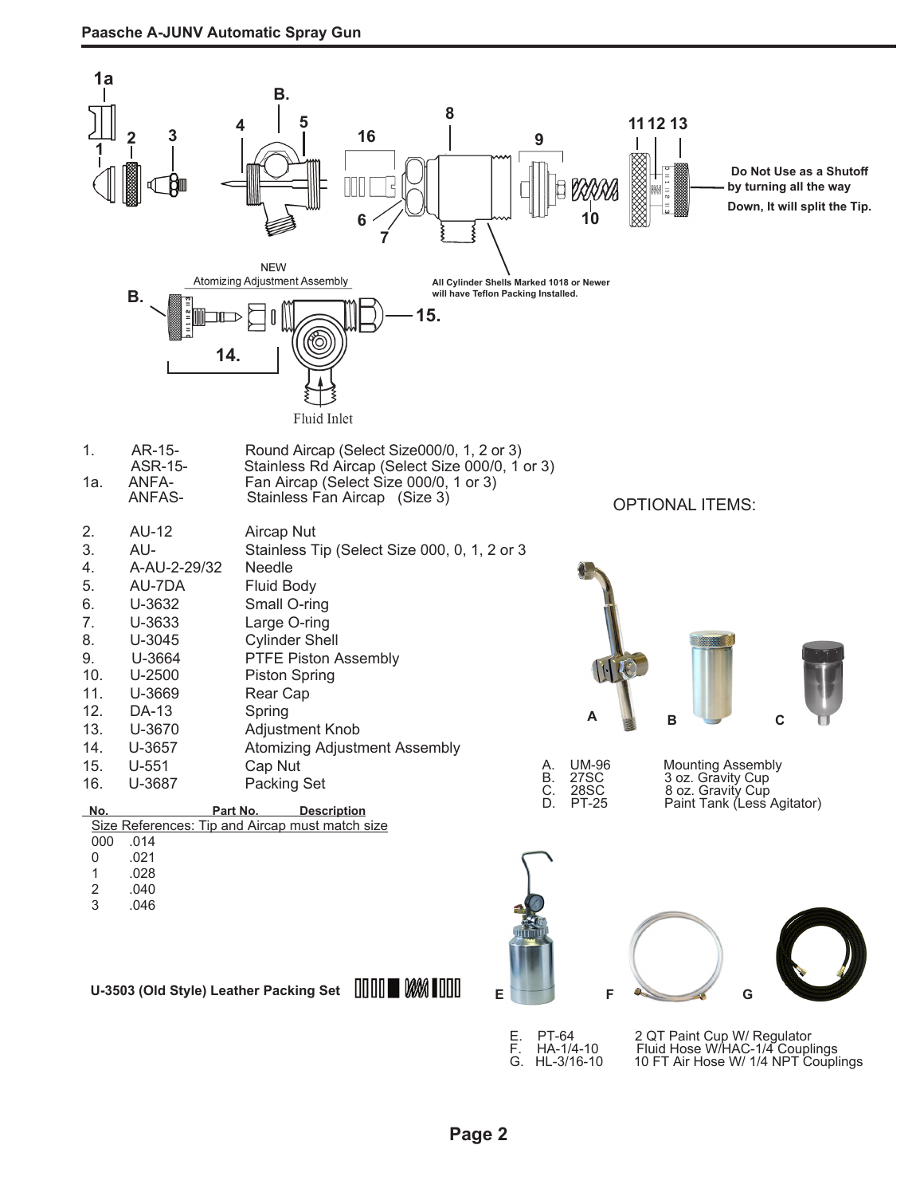## Paasche A-JUNV Automatic Spray Gun

1a
B.
4
5
8
11 12 13
1
2
3
16
9
6
7
10

**Do Not Use as a Shutoff by turning all the way Down, It will split the Tip.**

NEW
Atomizing Adjustment Assembly

**All Cylinder Shells Marked 1018 or Newer will have Teflon Packing Installed.**

B.
15.
14.
Fluid Inlet

| No. | Part No. | Description |
|---|---|---|
| 1. | AR-15- | Round Aircap (Select Size000/0, 1, 2 or 3) |
| | ASR-15- | Stainless Rd Aircap (Select Size 000/0, 1 or 3) |
| 1a. | ANFA- | Fan Aircap (Select Size 000/0, 1 or 3) |
| | ANFAS- | Stainless Fan Aircap (Size 3) |
| 2. | AU-12 | Aircap Nut |
| 3. | AU- | Stainless Tip (Select Size 000, 0, 1, 2 or 3 |
| 4. | A-AU-2-29/32 | Needle |
| 5. | AU-7DA | Fluid Body |
| 6. | U-3632 | Small O-ring |
| 7. | U-3633 | Large O-ring |
| 8. | U-3045 | Cylinder Shell |
| 9. | U-3664 | PTFE Piston Assembly |
| 10. | U-2500 | Piston Spring |
| 11. | U-3669 | Rear Cap |
| 12. | DA-13 | Spring |
| 13. | U-3670 | Adjustment Knob |
| 14. | U-3657 | Atomizing Adjustment Assembly |
| 15. | U-551 | Cap Nut |
| 16. | U-3687 | Packing Set |

Size References: Tip and Aircap must match size

| | |
|---|---|
| 000 | .014 |
| 0 | .021 |
| 1 | .028 |
| 2 | .040 |
| 3 | .046 |

**U-3503 (Old Style) Leather Packing Set**

OPTIONAL ITEMS:

| | | |
|---|---|---|
| A. | UM-96 | Mounting Assembly |
| B. | 27SC | 3 oz. Gravity Cup |
| C. | 28SC | 8 oz. Gravity Cup |
| D. | PT-25 | Paint Tank (Less Agitator) |
| E. | PT-64 | 2 QT Paint Cup W/ Regulator |
| F. | HA-1/4-10 | Fluid Hose W/HAC-1/4 Couplings |
| G. | HL-3/16-10 | 10 FT Air Hose W/ 1/4 NPT Couplings |